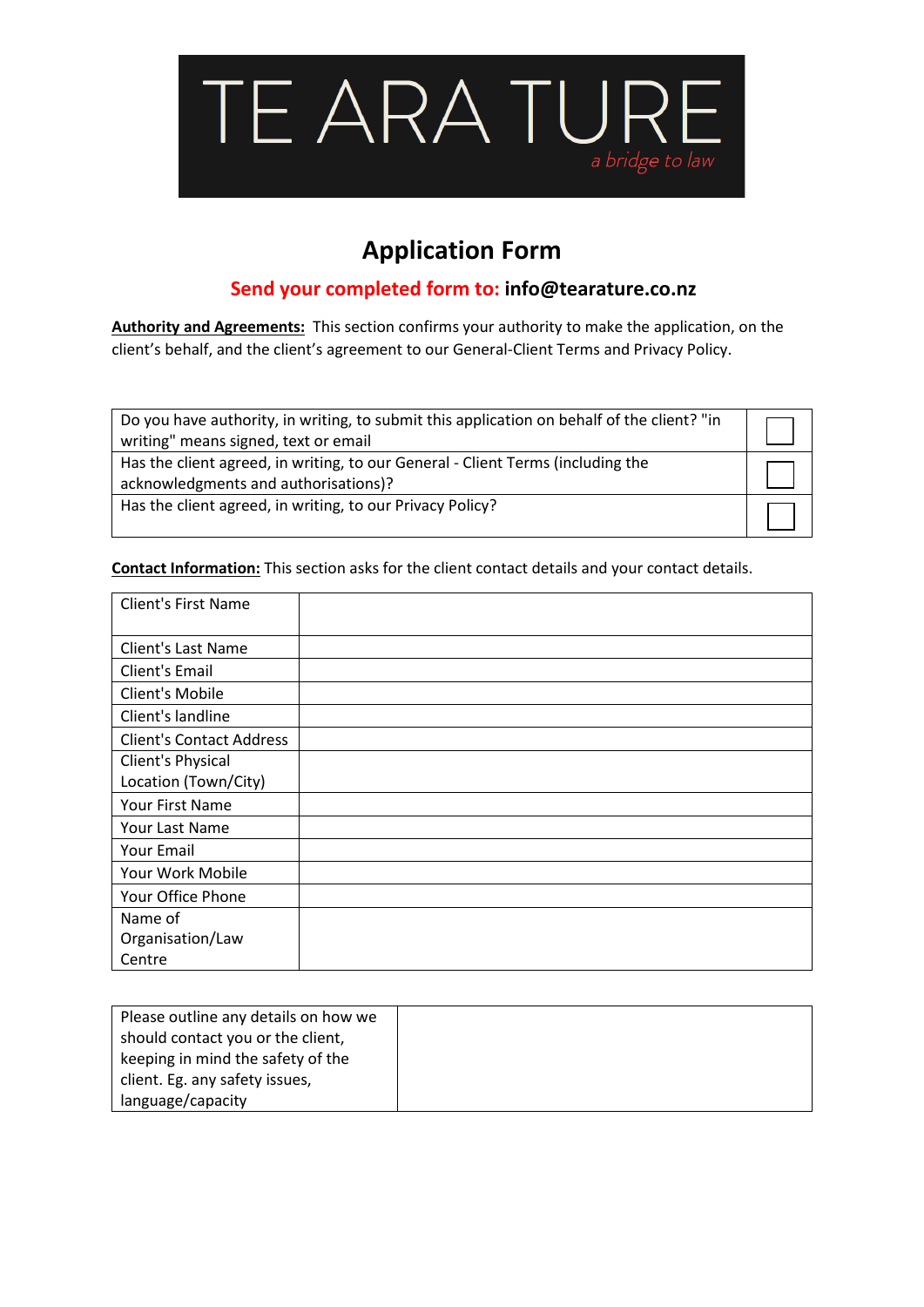# TE ARA TURE

*a bridge to law*

## Application Form

**Send your completed form to: info@tearature.co.nz**

**Authority and Agreements:** This section confirms your authority to make the application, on the client's behalf, and the client's agreement to our General-Client Terms and Privacy Policy.

| | |
|---|---|
| Do you have authority, in writing, to submit this application on behalf of the client? "in writing" means signed, text or email | ☐ |
| Has the client agreed, in writing, to our General - Client Terms (including the acknowledgments and authorisations)? | ☐ |
| Has the client agreed, in writing, to our Privacy Policy? | ☐ |

**Contact Information:** This section asks for the client contact details and your contact details.

| | |
|---|---|
| Client's First Name | |
| Client's Last Name | |
| Client's Email | |
| Client's Mobile | |
| Client's landline | |
| Client's Contact Address | |
| Client's Physical Location (Town/City) | |
| Your First Name | |
| Your Last Name | |
| Your Email | |
| Your Work Mobile | |
| Your Office Phone | |
| Name of Organisation/Law Centre | |

| | |
|---|---|
| Please outline any details on how we should contact you or the client, keeping in mind the safety of the client. Eg. any safety issues, language/capacity | |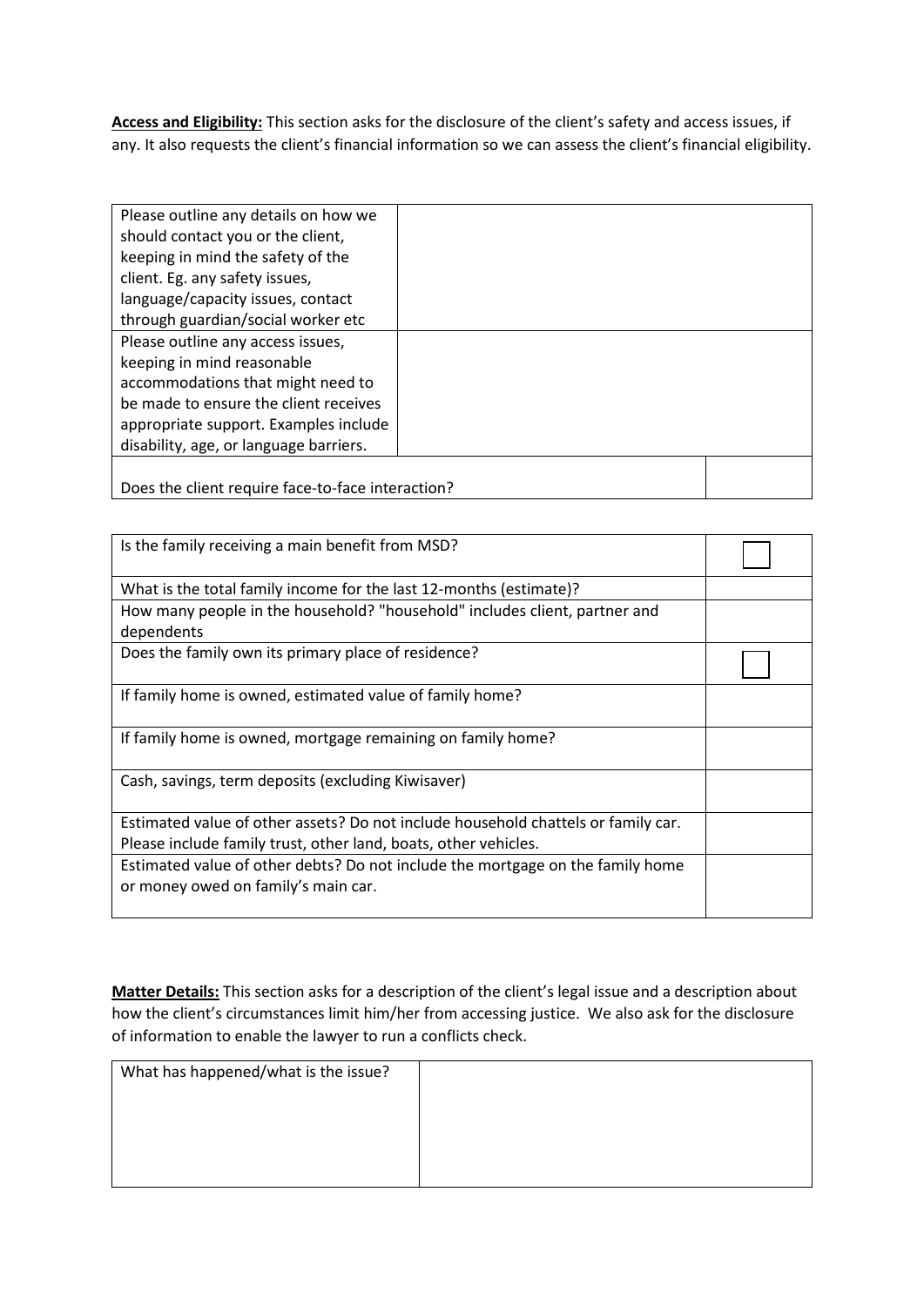**Access and Eligibility:** This section asks for the disclosure of the client's safety and access issues, if any. It also requests the client's financial information so we can assess the client's financial eligibility.

| | |
|---|---|
| Please outline any details on how we should contact you or the client, keeping in mind the safety of the client. Eg. any safety issues, language/capacity issues, contact through guardian/social worker etc | |
| Please outline any access issues, keeping in mind reasonable accommodations that might need to be made to ensure the client receives appropriate support. Examples include disability, age, or language barriers. | |
| Does the client require face-to-face interaction? | |

| | |
|---|---|
| Is the family receiving a main benefit from MSD? | ☐ |
| What is the total family income for the last 12-months (estimate)? | |
| How many people in the household? "household" includes client, partner and dependents | |
| Does the family own its primary place of residence? | ☐ |
| If family home is owned, estimated value of family home? | |
| If family home is owned, mortgage remaining on family home? | |
| Cash, savings, term deposits (excluding Kiwisaver) | |
| Estimated value of other assets? Do not include household chattels or family car. Please include family trust, other land, boats, other vehicles. | |
| Estimated value of other debts? Do not include the mortgage on the family home or money owed on family's main car. | |

**Matter Details:** This section asks for a description of the client's legal issue and a description about how the client's circumstances limit him/her from accessing justice. We also ask for the disclosure of information to enable the lawyer to run a conflicts check.

| | |
|---|---|
| What has happened/what is the issue? | |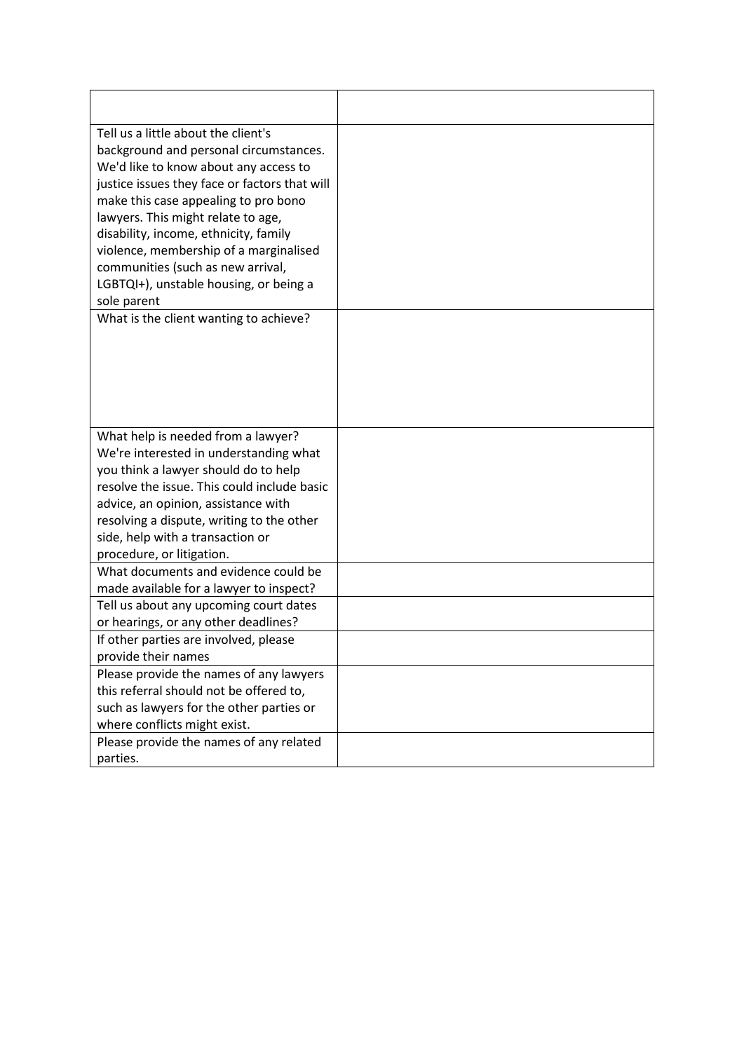| | |
|---|---|
| Tell us a little about the client's background and personal circumstances. We'd like to know about any access to justice issues they face or factors that will make this case appealing to pro bono lawyers. This might relate to age, disability, income, ethnicity, family violence, membership of a marginalised communities (such as new arrival, LGBTQI+), unstable housing, or being a sole parent | |
| What is the client wanting to achieve? | |
| What help is needed from a lawyer? We're interested in understanding what you think a lawyer should do to help resolve the issue. This could include basic advice, an opinion, assistance with resolving a dispute, writing to the other side, help with a transaction or procedure, or litigation. | |
| What documents and evidence could be made available for a lawyer to inspect? | |
| Tell us about any upcoming court dates or hearings, or any other deadlines? | |
| If other parties are involved, please provide their names | |
| Please provide the names of any lawyers this referral should not be offered to, such as lawyers for the other parties or where conflicts might exist. | |
| Please provide the names of any related parties. | |